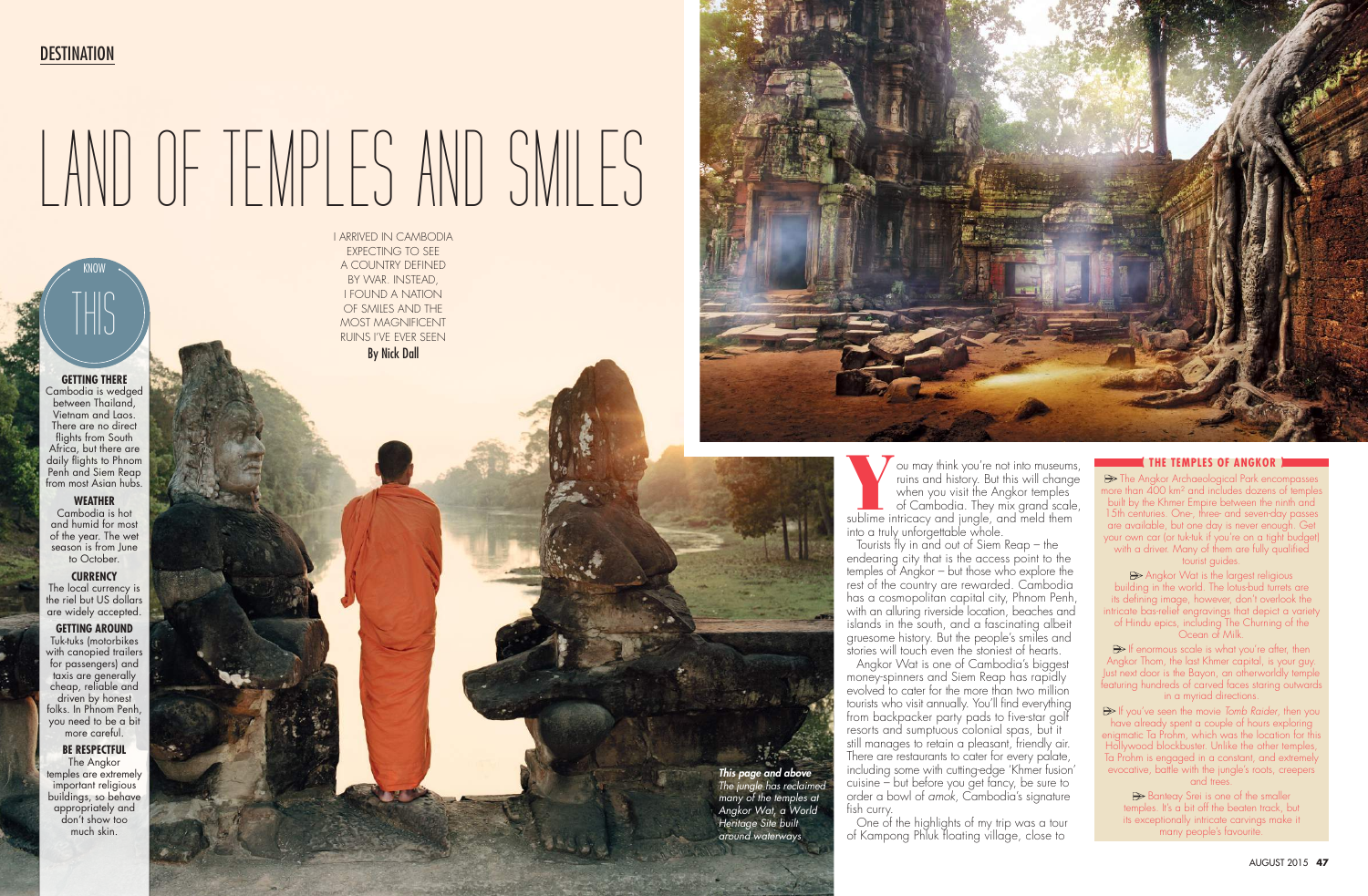DESTINATION

# LAND OF TEMPLES AND SMILES

I ARRIVED IN CAMBODIA EXPECTING TO SEE A COUNTRY DEFINED BY WAR. INSTEAD, I FOUND A NATION OF SMILES AND THE MOST MAGNIFICENT RUINS I'VE EVER SEEN

**By Nick Dall**

## KNOW THIS

**GETTING THERE**
Cambodia is wedged between Thailand, Vietnam and Laos. There are no direct flights from South Africa, but there are daily flights to Phnom Penh and Siem Reap from most Asian hubs.

**WEATHER**
Cambodia is hot and humid for most of the year. The wet season is from June to October.

**CURRENCY**
The local currency is the riel but US dollars are widely accepted.

**GETTING AROUND**
Tuk-tuks (motorbikes with canopied trailers for passengers) and taxis are generally cheap, reliable and driven by honest folks. In Phnom Penh, you need to be a bit more careful.

**BE RESPECTFUL**
The Angkor temples are extremely important religious buildings, so behave appropriately and don't show too much skin.

You may think you're not into museums, ruins and history. But this will change when you visit the Angkor temples of Cambodia. They mix grand scale, sublime intricacy and jungle, and meld them into a truly unforgettable whole.

Tourists fly in and out of Siem Reap – the endearing city that is the access point to the temples of Angkor – but those who explore the rest of the country are rewarded. Cambodia has a cosmopolitan capital city, Phnom Penh, with an alluring riverside location, beaches and islands in the south, and a fascinating albeit gruesome history. But the people's smiles and stories will touch even the stoniest of hearts.

Angkor Wat is one of Cambodia's biggest money-spinners and Siem Reap has rapidly evolved to cater for the more than two million tourists who visit annually. You'll find everything from backpacker party pads to five-star golf resorts and sumptuous colonial spas, but it still manages to retain a pleasant, friendly air. There are restaurants to cater for every palate, including some with cutting-edge 'Khmer fusion' cuisine – but before you get fancy, be sure to order a bowl of *amok*, Cambodia's signature fish curry.

One of the highlights of my trip was a tour of Kampong Phluk floating village, close to

***This page and above***
*The jungle has reclaimed many of the temples at Angkor Wat, a World Heritage Site built around waterways*

## THE TEMPLES OF ANGKOR

➳ The Angkor Archaeological Park encompasses more than 400 km² and includes dozens of temples built by the Khmer Empire between the ninth and 15th centuries. One-, three- and seven-day passes are available, but one day is never enough. Get your own car (or tuk-tuk if you're on a tight budget) with a driver. Many of them are fully qualified tourist guides.

➳ Angkor Wat is the largest religious building in the world. The lotus-bud turrets are its defining image, however, don't overlook the intricate bas-relief engravings that depict a variety of Hindu epics, including The Churning of the Ocean of Milk.

➳ If enormous scale is what you're after, then Angkor Thom, the last Khmer capital, is your guy. Just next door is the Bayon, an otherworldly temple featuring hundreds of carved faces staring outwards in a myriad directions.

➳ If you've seen the movie *Tomb Raider*, then you have already spent a couple of hours exploring enigmatic Ta Prohm, which was the location for this Hollywood blockbuster. Unlike the other temples, Ta Prohm is engaged in a constant, and extremely evocative, battle with the jungle's roots, creepers and trees.

➳ Banteay Srei is one of the smaller temples. It's a bit off the beaten track, but its exceptionally intricate carvings make it many people's favourite.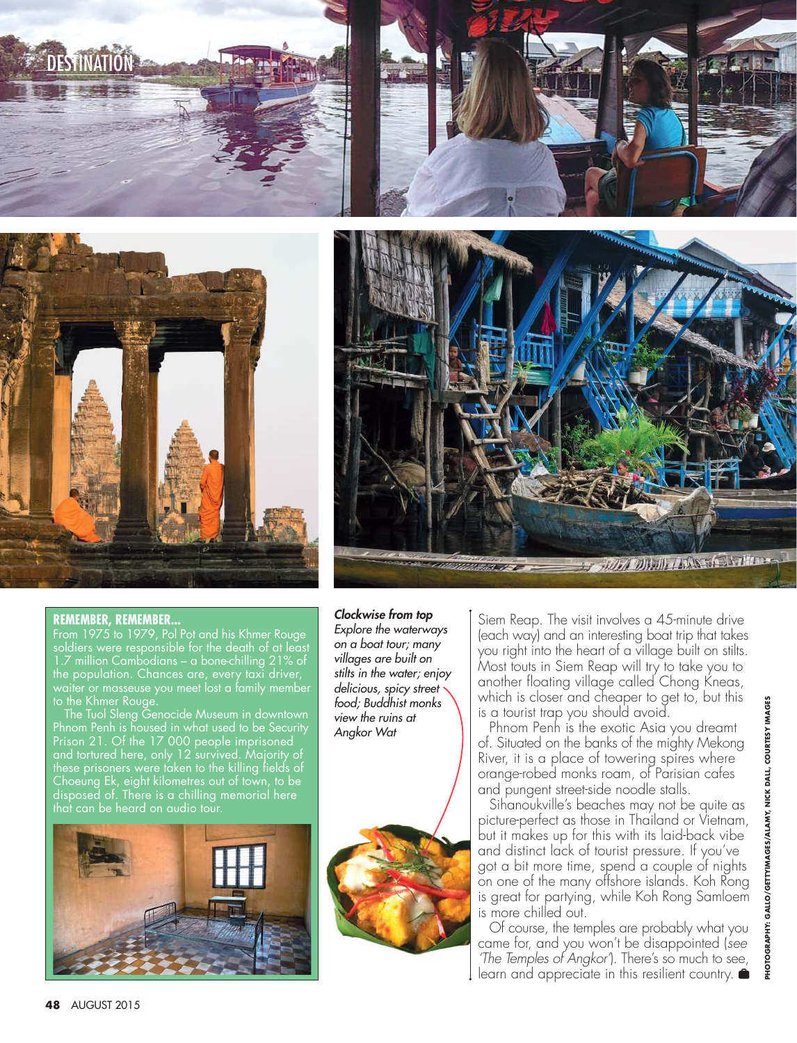## REMEMBER, REMEMBER...

From 1975 to 1979, Pol Pot and his Khmer Rouge soldiers were responsible for the death of at least 1.7 million Cambodians – a bone-chilling 21% of the population. Chances are, every taxi driver, waiter or masseuse you meet lost a family member to the Khmer Rouge.

The Tuol Sleng Genocide Museum in downtown Phnom Penh is housed in what used to be Security Prison 21. Of the 17 000 people imprisoned and tortured here, only 12 survived. Majority of these prisoners were taken to the killing fields of Choeung Ek, eight kilometres out of town, to be disposed of. There is a chilling memorial here that can be heard on audio tour.

***Clockwise from top***
*Explore the waterways on a boat tour; many villages are built on stilts in the water; enjoy delicious, spicy street food; Buddhist monks view the ruins at Angkor Wat*

Siem Reap. The visit involves a 45-minute drive (each way) and an interesting boat trip that takes you right into the heart of a village built on stilts. Most touts in Siem Reap will try to take you to another floating village called Chong Kneas, which is closer and cheaper to get to, but this is a tourist trap you should avoid.

Phnom Penh is the exotic Asia you dreamt of. Situated on the banks of the mighty Mekong River, it is a place of towering spires where orange-robed monks roam, of Parisian cafes and pungent street-side noodle stalls.

Sihanoukville's beaches may not be quite as picture-perfect as those in Thailand or Vietnam, but it makes up for this with its laid-back vibe and distinct lack of tourist pressure. If you've got a bit more time, spend a couple of nights on one of the many offshore islands. Koh Rong is great for partying, while Koh Rong Samloem is more chilled out.

Of course, the temples are probably what you came for, and you won't be disappointed (*see 'The Temples of Angkor'*). There's so much to see, learn and appreciate in this resilient country.

PHOTOGRAPHY: GALLO/GETTYIMAGES/ALAMY, NICK DALL, COURTESY IMAGES